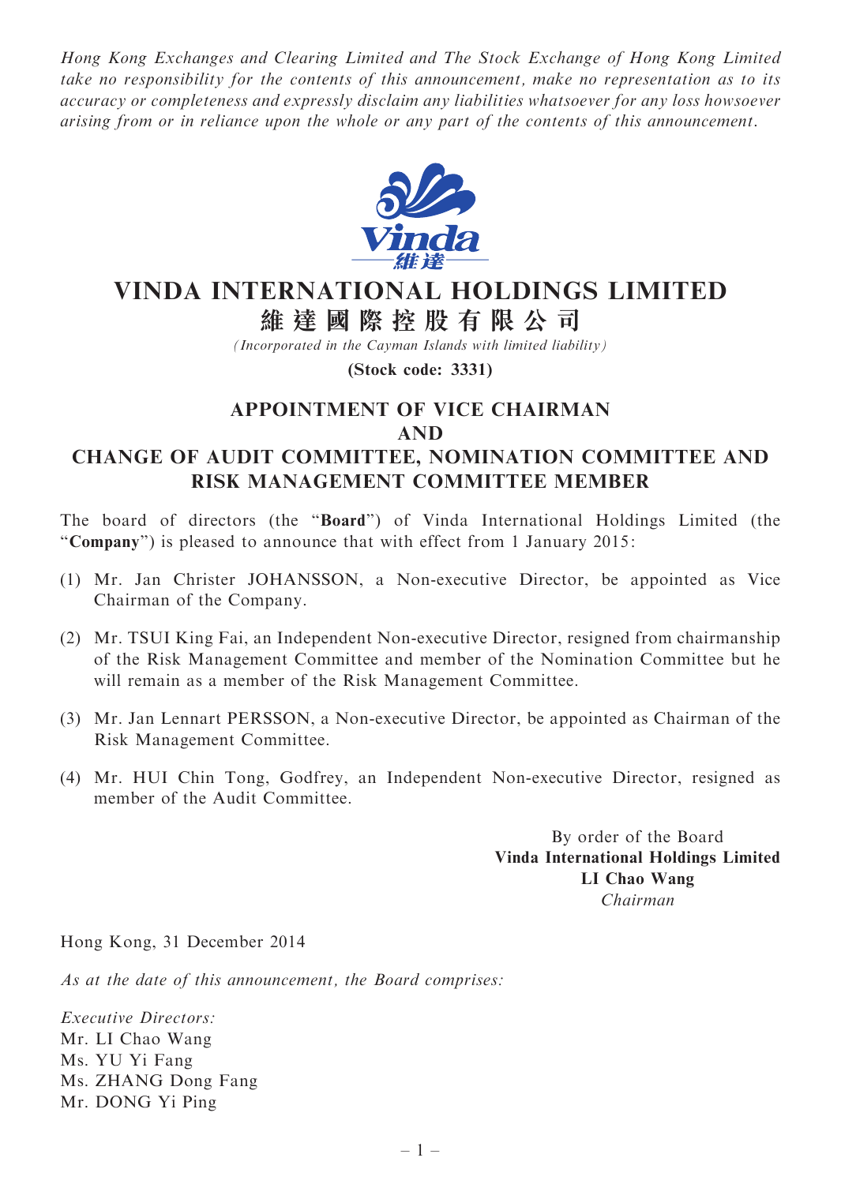*Hong Kong Exchanges and Clearing Limited and The Stock Exchange of Hong Kong Limited take no responsibility for the contents of this announcement, make no representation as to its accuracy or completeness and expressly disclaim any liabilities whatsoever for any loss howsoever arising from or in reliance upon the whole or any part of the contents of this announcement.*

# VINDA INTERNATIONAL HOLDINGS LIMITED
# 維達國際控股有限公司

*(Incorporated in the Cayman Islands with limited liability)*

**(Stock code: 3331)**

## APPOINTMENT OF VICE CHAIRMAN AND CHANGE OF AUDIT COMMITTEE, NOMINATION COMMITTEE AND RISK MANAGEMENT COMMITTEE MEMBER

The board of directors (the "**Board**") of Vinda International Holdings Limited (the "**Company**") is pleased to announce that with effect from 1 January 2015:

(1) Mr. Jan Christer JOHANSSON, a Non-executive Director, be appointed as Vice Chairman of the Company.

(2) Mr. TSUI King Fai, an Independent Non-executive Director, resigned from chairmanship of the Risk Management Committee and member of the Nomination Committee but he will remain as a member of the Risk Management Committee.

(3) Mr. Jan Lennart PERSSON, a Non-executive Director, be appointed as Chairman of the Risk Management Committee.

(4) Mr. HUI Chin Tong, Godfrey, an Independent Non-executive Director, resigned as member of the Audit Committee.

By order of the Board
**Vinda International Holdings Limited**
**LI Chao Wang**
*Chairman*

Hong Kong, 31 December 2014

*As at the date of this announcement, the Board comprises:*

*Executive Directors:*
Mr. LI Chao Wang
Ms. YU Yi Fang
Ms. ZHANG Dong Fang
Mr. DONG Yi Ping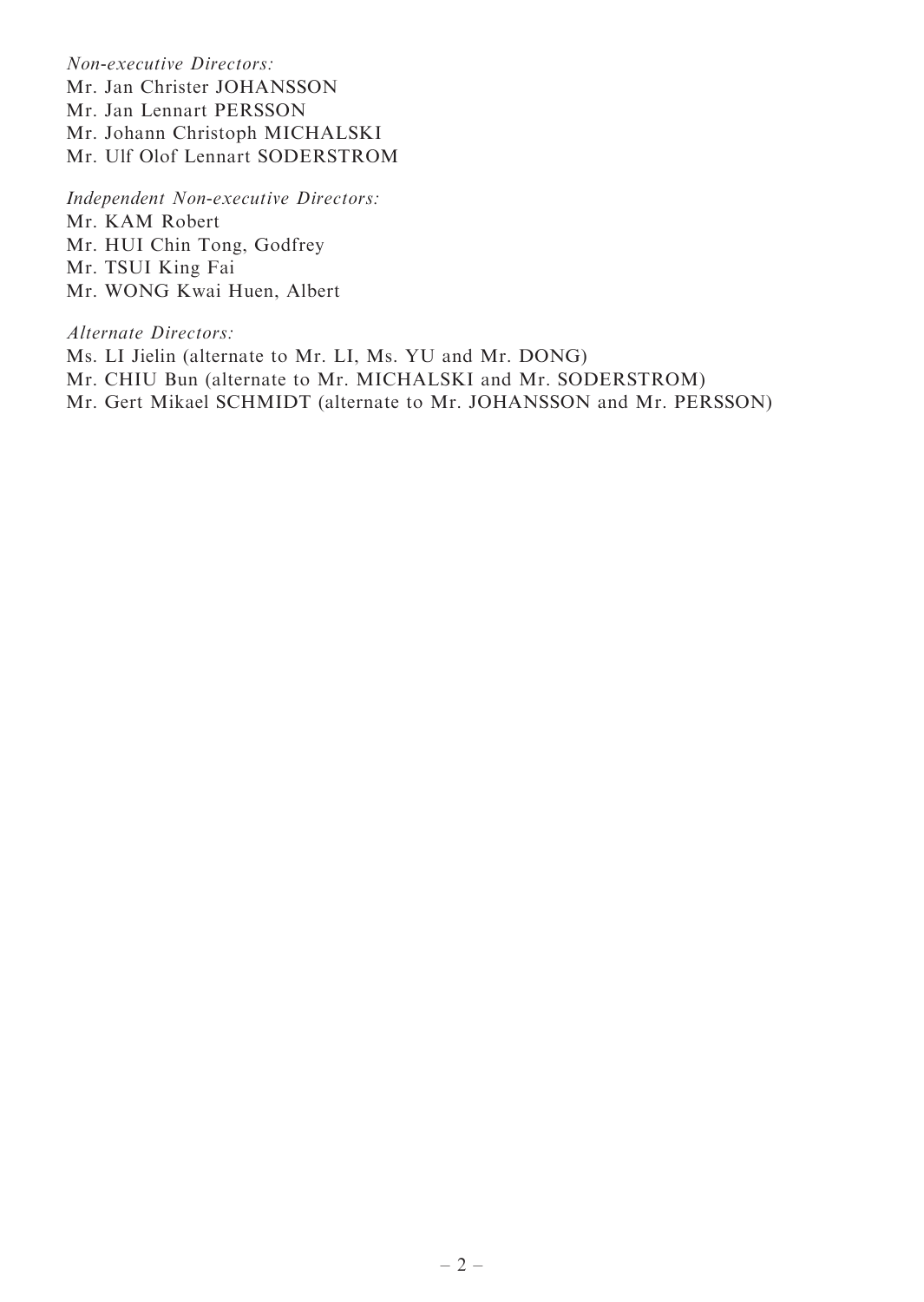*Non-executive Directors:*
Mr. Jan Christer JOHANSSON
Mr. Jan Lennart PERSSON
Mr. Johann Christoph MICHALSKI
Mr. Ulf Olof Lennart SODERSTROM

*Independent Non-executive Directors:*
Mr. KAM Robert
Mr. HUI Chin Tong, Godfrey
Mr. TSUI King Fai
Mr. WONG Kwai Huen, Albert

*Alternate Directors:*
Ms. LI Jielin (alternate to Mr. LI, Ms. YU and Mr. DONG)
Mr. CHIU Bun (alternate to Mr. MICHALSKI and Mr. SODERSTROM)
Mr. Gert Mikael SCHMIDT (alternate to Mr. JOHANSSON and Mr. PERSSON)